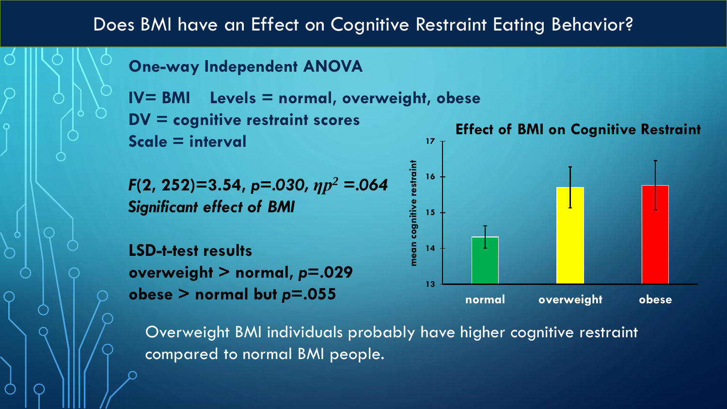# Does BMI have an Effect on Cognitive Restraint Eating Behavior?

**One-way Independent ANOVA**

**IV= BMI Levels = normal, overweight, obese**

**DV = cognitive restraint scores**

**Scale = interval**

***$F(2, 252)=3.54$, $p=.030$, $\eta p^2 =.064$***

***Significant effect of BMI***

**LSD-t-test results**

**overweight > normal, $p=.029$**

**obese > normal but $p=.055$**

**Effect of BMI on Cognitive Restraint**

Overweight BMI individuals probably have higher cognitive restraint compared to normal BMI people.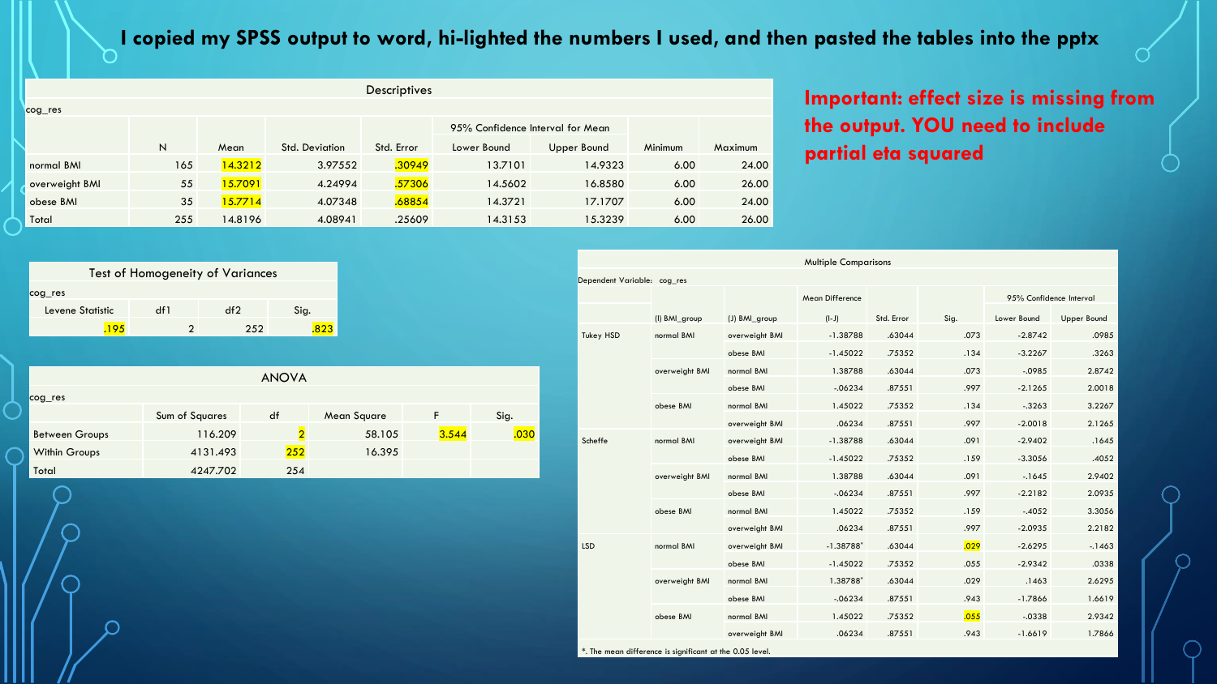# I copied my SPSS output to word, hi-lighted the numbers I used, and then pasted the tables into the pptx

**Important: effect size is missing from the output. YOU need to include partial eta squared**

**Descriptives**

cog_res

| | N | Mean | Std. Deviation | Std. Error | 95% Confidence Interval for Mean | | Minimum | Maximum |
|---|---|---|---|---|---|---|---|---|
| | | | | | Lower Bound | Upper Bound | | |
| normal BMI | 165 | 14.3212 | 3.97552 | .30949 | 13.7101 | 14.9323 | 6.00 | 24.00 |
| overweight BMI | 55 | 15.7091 | 4.24994 | .57306 | 14.5602 | 16.8580 | 6.00 | 26.00 |
| obese BMI | 35 | 15.7714 | 4.07348 | .68854 | 14.3721 | 17.1707 | 6.00 | 24.00 |
| Total | 255 | 14.8196 | 4.08941 | .25609 | 14.3153 | 15.3239 | 6.00 | 26.00 |

**Test of Homogeneity of Variances**

cog_res

| Levene Statistic | df1 | df2 | Sig. |
|---|---|---|---|
| .195 | 2 | 252 | .823 |

**ANOVA**

cog_res

| | Sum of Squares | df | Mean Square | F | Sig. |
|---|---|---|---|---|---|
| Between Groups | 116.209 | 2 | 58.105 | 3.544 | .030 |
| Within Groups | 4131.493 | 252 | 16.395 | | |
| Total | 4247.702 | 254 | | | |

**Multiple Comparisons**

Dependent Variable: cog_res

| | (I) BMI_group | (J) BMI_group | Mean Difference (I-J) | Std. Error | Sig. | 95% Confidence Interval | |
|---|---|---|---|---|---|---|---|
| | | | | | | Lower Bound | Upper Bound |
| Tukey HSD | normal BMI | overweight BMI | -1.38788 | .63044 | .073 | -2.8742 | .0985 |
| | | obese BMI | -1.45022 | .75352 | .134 | -3.2267 | .3263 |
| | overweight BMI | normal BMI | 1.38788 | .63044 | .073 | -.0985 | 2.8742 |
| | | obese BMI | -.06234 | .87551 | .997 | -2.1265 | 2.0018 |
| | obese BMI | normal BMI | 1.45022 | .75352 | .134 | -.3263 | 3.2267 |
| | | overweight BMI | .06234 | .87551 | .997 | -2.0018 | 2.1265 |
| Scheffe | normal BMI | overweight BMI | -1.38788 | .63044 | .091 | -2.9402 | .1645 |
| | | obese BMI | -1.45022 | .75352 | .159 | -3.3056 | .4052 |
| | overweight BMI | normal BMI | 1.38788 | .63044 | .091 | -.1645 | 2.9402 |
| | | obese BMI | -.06234 | .87551 | .997 | -2.2182 | 2.0935 |
| | obese BMI | normal BMI | 1.45022 | .75352 | .159 | -.4052 | 3.3056 |
| | | overweight BMI | .06234 | .87551 | .997 | -2.0935 | 2.2182 |
| LSD | normal BMI | overweight BMI | -1.38788* | .63044 | .029 | -2.6295 | -.1463 |
| | | obese BMI | -1.45022 | .75352 | .055 | -2.9342 | .0338 |
| | overweight BMI | normal BMI | 1.38788* | .63044 | .029 | .1463 | 2.6295 |
| | | obese BMI | -.06234 | .87551 | .943 | -1.7866 | 1.6619 |
| | obese BMI | normal BMI | 1.45022 | .75352 | .055 | -.0338 | 2.9342 |
| | | overweight BMI | .06234 | .87551 | .943 | -1.6619 | 1.7866 |

*. The mean difference is significant at the 0.05 level.